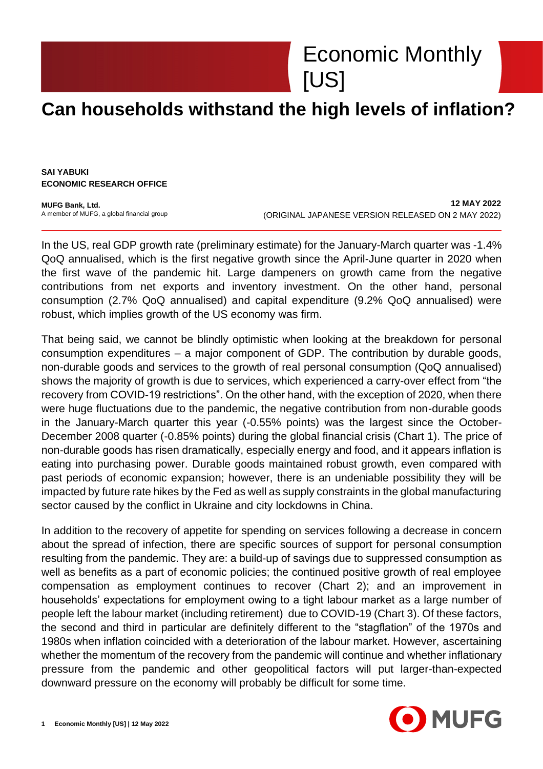# Economic Monthly [US]

## Can households withstand the high levels of inflation?

**SAI YABUKI**
**ECONOMIC RESEARCH OFFICE**

**MUFG Bank, Ltd.**
A member of MUFG, a global financial group

**12 MAY 2022**
(ORIGINAL JAPANESE VERSION RELEASED ON 2 MAY 2022)

---

In the US, real GDP growth rate (preliminary estimate) for the January-March quarter was -1.4% QoQ annualised, which is the first negative growth since the April-June quarter in 2020 when the first wave of the pandemic hit. Large dampeners on growth came from the negative contributions from net exports and inventory investment. On the other hand, personal consumption (2.7% QoQ annualised) and capital expenditure (9.2% QoQ annualised) were robust, which implies growth of the US economy was firm.

That being said, we cannot be blindly optimistic when looking at the breakdown for personal consumption expenditures – a major component of GDP. The contribution by durable goods, non-durable goods and services to the growth of real personal consumption (QoQ annualised) shows the majority of growth is due to services, which experienced a carry-over effect from "the recovery from COVID-19 restrictions". On the other hand, with the exception of 2020, when there were huge fluctuations due to the pandemic, the negative contribution from non-durable goods in the January-March quarter this year (-0.55% points) was the largest since the October-December 2008 quarter (-0.85% points) during the global financial crisis (Chart 1). The price of non-durable goods has risen dramatically, especially energy and food, and it appears inflation is eating into purchasing power. Durable goods maintained robust growth, even compared with past periods of economic expansion; however, there is an undeniable possibility they will be impacted by future rate hikes by the Fed as well as supply constraints in the global manufacturing sector caused by the conflict in Ukraine and city lockdowns in China.

In addition to the recovery of appetite for spending on services following a decrease in concern about the spread of infection, there are specific sources of support for personal consumption resulting from the pandemic. They are: a build-up of savings due to suppressed consumption as well as benefits as a part of economic policies; the continued positive growth of real employee compensation as employment continues to recover (Chart 2); and an improvement in households' expectations for employment owing to a tight labour market as a large number of people left the labour market (including retirement) due to COVID-19 (Chart 3). Of these factors, the second and third in particular are definitely different to the "stagflation" of the 1970s and 1980s when inflation coincided with a deterioration of the labour market. However, ascertaining whether the momentum of the recovery from the pandemic will continue and whether inflationary pressure from the pandemic and other geopolitical factors will put larger-than-expected downward pressure on the economy will probably be difficult for some time.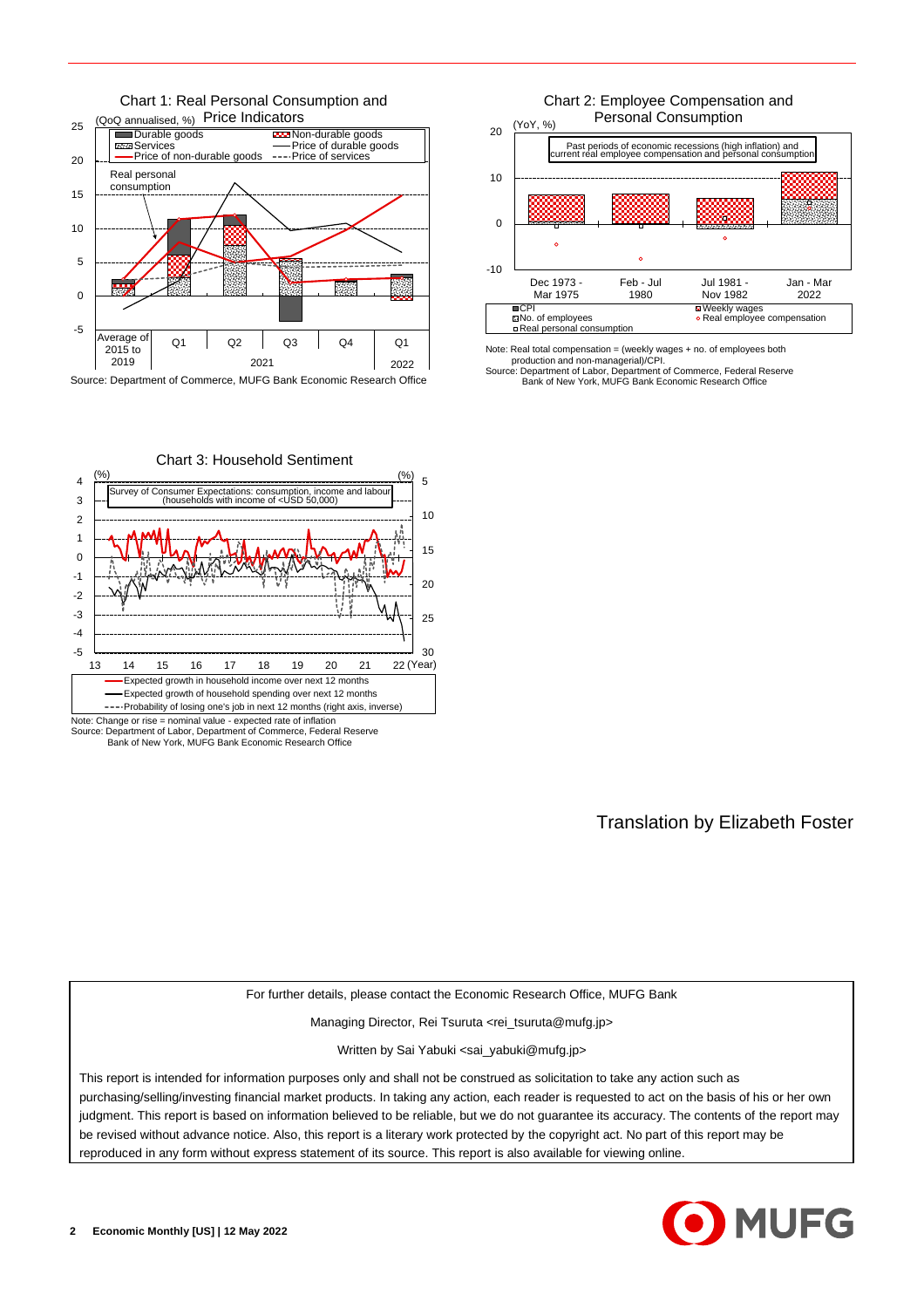Chart 1: Real Personal Consumption and Price Indicators

(QoQ annualised, %)

25
20
15
10
5
0
-5

Durable goods
Non-durable goods
Services
Price of durable goods
Price of non-durable goods
Price of services

Real personal consumption

Average of 2015 to 2019
Q1
Q2
Q3
Q4
Q1
2021
2022

Source: Department of Commerce, MUFG Bank Economic Research Office

Chart 2: Employee Compensation and Personal Consumption

(YoY, %)

20
10
0
-10

Past periods of economic recessions (high inflation) and current real employee compensation and personal consumption

Dec 1973 - Mar 1975
Feb - Jul 1980
Jul 1981 - Nov 1982
Jan - Mar 2022

CPI
No. of employees
Real personal consumption
Weekly wages
Real employee compensation

Note: Real total compensation = (weekly wages + no. of employees both production and non-managerial)/CPI.
Source: Department of Labor, Department of Commerce, Federal Reserve Bank of New York, MUFG Bank Economic Research Office

Chart 3: Household Sentiment

(%)
(%)

4
3
2
1
0
-1
-2
-3
-4
-5

5
10
15
20
25
30

Survey of Consumer Expectations: consumption, income and labour (households with income of <USD 50,000)

13
14
15
16
17
18
19
20
21
22 (Year)

Expected growth in household income over next 12 months
Expected growth of household spending over next 12 months
Probability of losing one's job in next 12 months (right axis, inverse)

Note: Change or rise = nominal value - expected rate of inflation
Source: Department of Labor, Department of Commerce, Federal Reserve Bank of New York, MUFG Bank Economic Research Office

Translation by Elizabeth Foster

For further details, please contact the Economic Research Office, MUFG Bank

Managing Director, Rei Tsuruta <rei_tsuruta@mufg.jp>

Written by Sai Yabuki <sai_yabuki@mufg.jp>

This report is intended for information purposes only and shall not be construed as solicitation to take any action such as purchasing/selling/investing financial market products. In taking any action, each reader is requested to act on the basis of his or her own judgment. This report is based on information believed to be reliable, but we do not guarantee its accuracy. The contents of the report may be revised without advance notice. Also, this report is a literary work protected by the copyright act. No part of this report may be reproduced in any form without express statement of its source. This report is also available for viewing online.